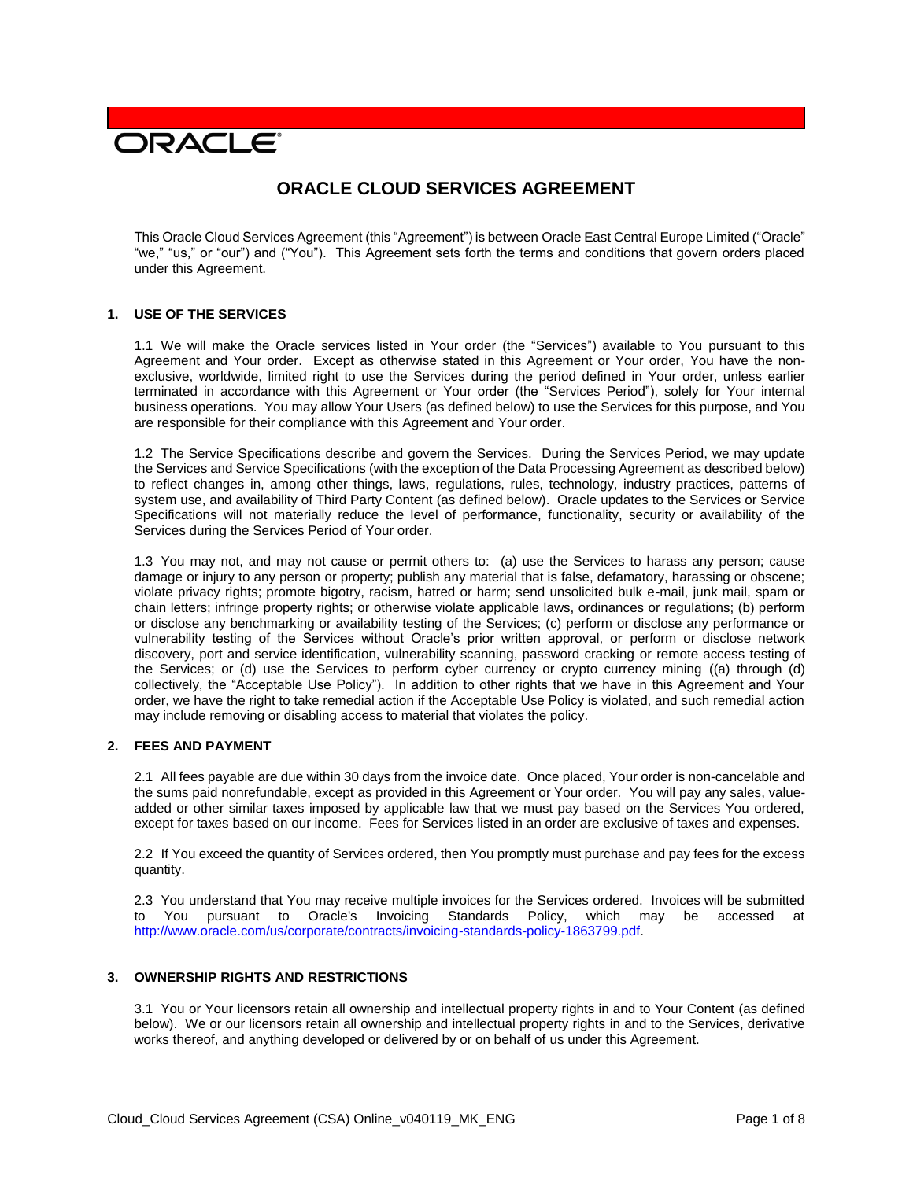ORACLE

# ORACLE CLOUD SERVICES AGREEMENT

This Oracle Cloud Services Agreement (this "Agreement") is between Oracle East Central Europe Limited ("Oracle" "we," "us," or "our") and ("You"). This Agreement sets forth the terms and conditions that govern orders placed under this Agreement.

## 1. USE OF THE SERVICES

1.1 We will make the Oracle services listed in Your order (the "Services") available to You pursuant to this Agreement and Your order. Except as otherwise stated in this Agreement or Your order, You have the non-exclusive, worldwide, limited right to use the Services during the period defined in Your order, unless earlier terminated in accordance with this Agreement or Your order (the "Services Period"), solely for Your internal business operations. You may allow Your Users (as defined below) to use the Services for this purpose, and You are responsible for their compliance with this Agreement and Your order.

1.2 The Service Specifications describe and govern the Services. During the Services Period, we may update the Services and Service Specifications (with the exception of the Data Processing Agreement as described below) to reflect changes in, among other things, laws, regulations, rules, technology, industry practices, patterns of system use, and availability of Third Party Content (as defined below). Oracle updates to the Services or Service Specifications will not materially reduce the level of performance, functionality, security or availability of the Services during the Services Period of Your order.

1.3 You may not, and may not cause or permit others to: (a) use the Services to harass any person; cause damage or injury to any person or property; publish any material that is false, defamatory, harassing or obscene; violate privacy rights; promote bigotry, racism, hatred or harm; send unsolicited bulk e-mail, junk mail, spam or chain letters; infringe property rights; or otherwise violate applicable laws, ordinances or regulations; (b) perform or disclose any benchmarking or availability testing of the Services; (c) perform or disclose any performance or vulnerability testing of the Services without Oracle's prior written approval, or perform or disclose network discovery, port and service identification, vulnerability scanning, password cracking or remote access testing of the Services; or (d) use the Services to perform cyber currency or crypto currency mining ((a) through (d) collectively, the "Acceptable Use Policy"). In addition to other rights that we have in this Agreement and Your order, we have the right to take remedial action if the Acceptable Use Policy is violated, and such remedial action may include removing or disabling access to material that violates the policy.

## 2. FEES AND PAYMENT

2.1 All fees payable are due within 30 days from the invoice date. Once placed, Your order is non-cancelable and the sums paid nonrefundable, except as provided in this Agreement or Your order. You will pay any sales, value-added or other similar taxes imposed by applicable law that we must pay based on the Services You ordered, except for taxes based on our income. Fees for Services listed in an order are exclusive of taxes and expenses.

2.2 If You exceed the quantity of Services ordered, then You promptly must purchase and pay fees for the excess quantity.

2.3 You understand that You may receive multiple invoices for the Services ordered. Invoices will be submitted to You pursuant to Oracle's Invoicing Standards Policy, which may be accessed at http://www.oracle.com/us/corporate/contracts/invoicing-standards-policy-1863799.pdf.

## 3. OWNERSHIP RIGHTS AND RESTRICTIONS

3.1 You or Your licensors retain all ownership and intellectual property rights in and to Your Content (as defined below). We or our licensors retain all ownership and intellectual property rights in and to the Services, derivative works thereof, and anything developed or delivered by or on behalf of us under this Agreement.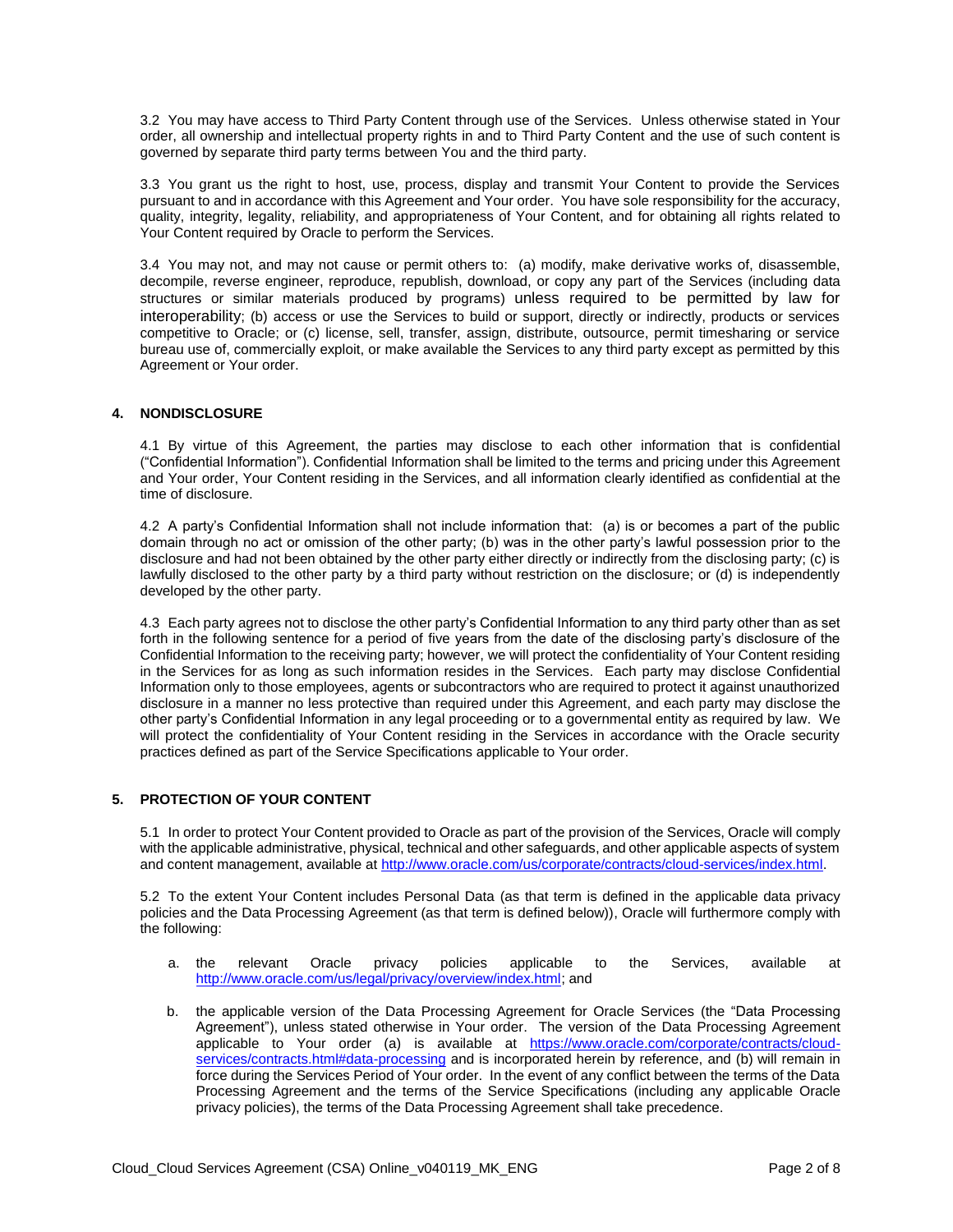3.2 You may have access to Third Party Content through use of the Services. Unless otherwise stated in Your order, all ownership and intellectual property rights in and to Third Party Content and the use of such content is governed by separate third party terms between You and the third party.

3.3 You grant us the right to host, use, process, display and transmit Your Content to provide the Services pursuant to and in accordance with this Agreement and Your order. You have sole responsibility for the accuracy, quality, integrity, legality, reliability, and appropriateness of Your Content, and for obtaining all rights related to Your Content required by Oracle to perform the Services.

3.4 You may not, and may not cause or permit others to: (a) modify, make derivative works of, disassemble, decompile, reverse engineer, reproduce, republish, download, or copy any part of the Services (including data structures or similar materials produced by programs) unless required to be permitted by law for interoperability; (b) access or use the Services to build or support, directly or indirectly, products or services competitive to Oracle; or (c) license, sell, transfer, assign, distribute, outsource, permit timesharing or service bureau use of, commercially exploit, or make available the Services to any third party except as permitted by this Agreement or Your order.

## 4. NONDISCLOSURE

4.1 By virtue of this Agreement, the parties may disclose to each other information that is confidential ("Confidential Information"). Confidential Information shall be limited to the terms and pricing under this Agreement and Your order, Your Content residing in the Services, and all information clearly identified as confidential at the time of disclosure.

4.2 A party's Confidential Information shall not include information that: (a) is or becomes a part of the public domain through no act or omission of the other party; (b) was in the other party's lawful possession prior to the disclosure and had not been obtained by the other party either directly or indirectly from the disclosing party; (c) is lawfully disclosed to the other party by a third party without restriction on the disclosure; or (d) is independently developed by the other party.

4.3 Each party agrees not to disclose the other party's Confidential Information to any third party other than as set forth in the following sentence for a period of five years from the date of the disclosing party's disclosure of the Confidential Information to the receiving party; however, we will protect the confidentiality of Your Content residing in the Services for as long as such information resides in the Services. Each party may disclose Confidential Information only to those employees, agents or subcontractors who are required to protect it against unauthorized disclosure in a manner no less protective than required under this Agreement, and each party may disclose the other party's Confidential Information in any legal proceeding or to a governmental entity as required by law. We will protect the confidentiality of Your Content residing in the Services in accordance with the Oracle security practices defined as part of the Service Specifications applicable to Your order.

## 5. PROTECTION OF YOUR CONTENT

5.1 In order to protect Your Content provided to Oracle as part of the provision of the Services, Oracle will comply with the applicable administrative, physical, technical and other safeguards, and other applicable aspects of system and content management, available at http://www.oracle.com/us/corporate/contracts/cloud-services/index.html.

5.2 To the extent Your Content includes Personal Data (as that term is defined in the applicable data privacy policies and the Data Processing Agreement (as that term is defined below)), Oracle will furthermore comply with the following:

a. the relevant Oracle privacy policies applicable to the Services, available at http://www.oracle.com/us/legal/privacy/overview/index.html; and

b. the applicable version of the Data Processing Agreement for Oracle Services (the "Data Processing Agreement"), unless stated otherwise in Your order. The version of the Data Processing Agreement applicable to Your order (a) is available at https://www.oracle.com/corporate/contracts/cloud-services/contracts.html#data-processing and is incorporated herein by reference, and (b) will remain in force during the Services Period of Your order. In the event of any conflict between the terms of the Data Processing Agreement and the terms of the Service Specifications (including any applicable Oracle privacy policies), the terms of the Data Processing Agreement shall take precedence.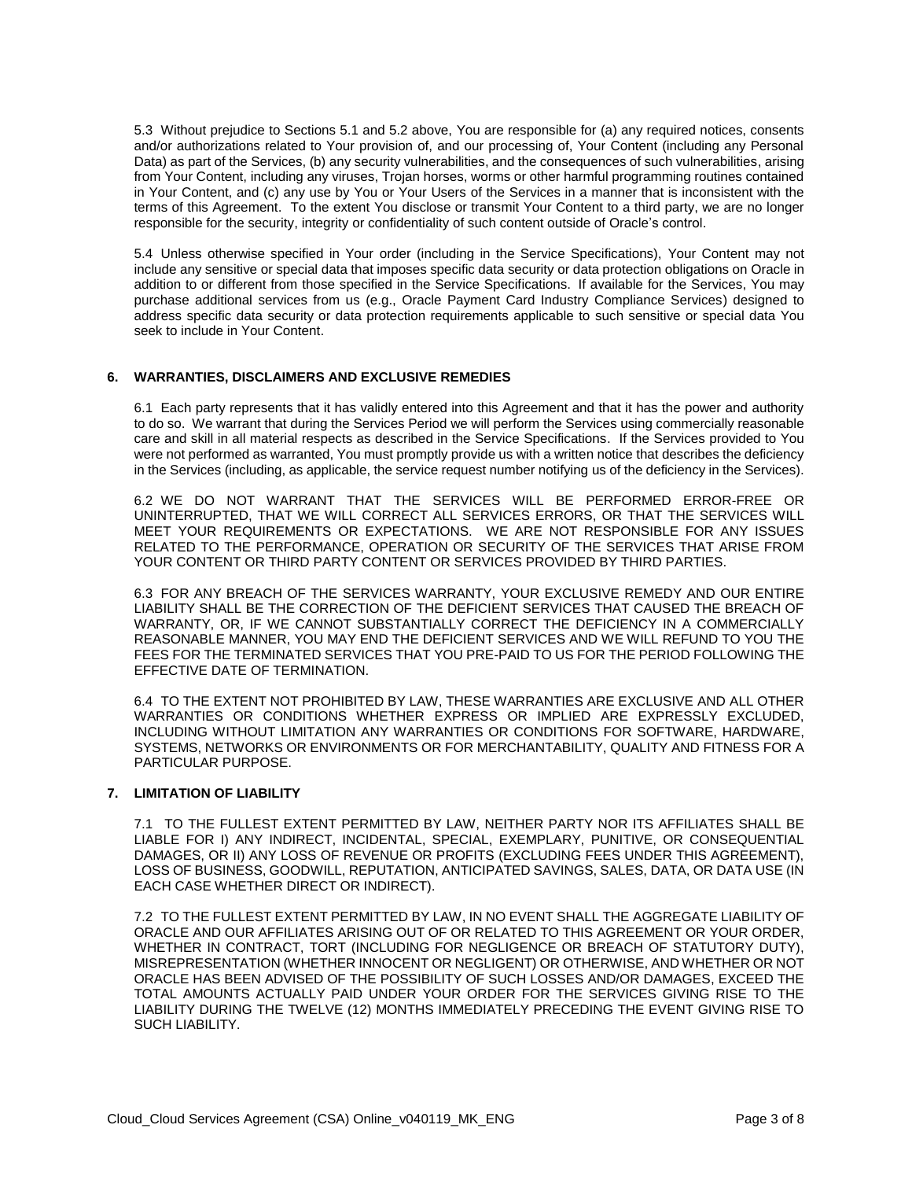5.3 Without prejudice to Sections 5.1 and 5.2 above, You are responsible for (a) any required notices, consents and/or authorizations related to Your provision of, and our processing of, Your Content (including any Personal Data) as part of the Services, (b) any security vulnerabilities, and the consequences of such vulnerabilities, arising from Your Content, including any viruses, Trojan horses, worms or other harmful programming routines contained in Your Content, and (c) any use by You or Your Users of the Services in a manner that is inconsistent with the terms of this Agreement. To the extent You disclose or transmit Your Content to a third party, we are no longer responsible for the security, integrity or confidentiality of such content outside of Oracle's control.

5.4 Unless otherwise specified in Your order (including in the Service Specifications), Your Content may not include any sensitive or special data that imposes specific data security or data protection obligations on Oracle in addition to or different from those specified in the Service Specifications. If available for the Services, You may purchase additional services from us (e.g., Oracle Payment Card Industry Compliance Services) designed to address specific data security or data protection requirements applicable to such sensitive or special data You seek to include in Your Content.

## 6. WARRANTIES, DISCLAIMERS AND EXCLUSIVE REMEDIES

6.1 Each party represents that it has validly entered into this Agreement and that it has the power and authority to do so. We warrant that during the Services Period we will perform the Services using commercially reasonable care and skill in all material respects as described in the Service Specifications. If the Services provided to You were not performed as warranted, You must promptly provide us with a written notice that describes the deficiency in the Services (including, as applicable, the service request number notifying us of the deficiency in the Services).

6.2 WE DO NOT WARRANT THAT THE SERVICES WILL BE PERFORMED ERROR-FREE OR UNINTERRUPTED, THAT WE WILL CORRECT ALL SERVICES ERRORS, OR THAT THE SERVICES WILL MEET YOUR REQUIREMENTS OR EXPECTATIONS. WE ARE NOT RESPONSIBLE FOR ANY ISSUES RELATED TO THE PERFORMANCE, OPERATION OR SECURITY OF THE SERVICES THAT ARISE FROM YOUR CONTENT OR THIRD PARTY CONTENT OR SERVICES PROVIDED BY THIRD PARTIES.

6.3 FOR ANY BREACH OF THE SERVICES WARRANTY, YOUR EXCLUSIVE REMEDY AND OUR ENTIRE LIABILITY SHALL BE THE CORRECTION OF THE DEFICIENT SERVICES THAT CAUSED THE BREACH OF WARRANTY, OR, IF WE CANNOT SUBSTANTIALLY CORRECT THE DEFICIENCY IN A COMMERCIALLY REASONABLE MANNER, YOU MAY END THE DEFICIENT SERVICES AND WE WILL REFUND TO YOU THE FEES FOR THE TERMINATED SERVICES THAT YOU PRE-PAID TO US FOR THE PERIOD FOLLOWING THE EFFECTIVE DATE OF TERMINATION.

6.4 TO THE EXTENT NOT PROHIBITED BY LAW, THESE WARRANTIES ARE EXCLUSIVE AND ALL OTHER WARRANTIES OR CONDITIONS WHETHER EXPRESS OR IMPLIED ARE EXPRESSLY EXCLUDED, INCLUDING WITHOUT LIMITATION ANY WARRANTIES OR CONDITIONS FOR SOFTWARE, HARDWARE, SYSTEMS, NETWORKS OR ENVIRONMENTS OR FOR MERCHANTABILITY, QUALITY AND FITNESS FOR A PARTICULAR PURPOSE.

## 7. LIMITATION OF LIABILITY

7.1 TO THE FULLEST EXTENT PERMITTED BY LAW, NEITHER PARTY NOR ITS AFFILIATES SHALL BE LIABLE FOR I) ANY INDIRECT, INCIDENTAL, SPECIAL, EXEMPLARY, PUNITIVE, OR CONSEQUENTIAL DAMAGES, OR II) ANY LOSS OF REVENUE OR PROFITS (EXCLUDING FEES UNDER THIS AGREEMENT), LOSS OF BUSINESS, GOODWILL, REPUTATION, ANTICIPATED SAVINGS, SALES, DATA, OR DATA USE (IN EACH CASE WHETHER DIRECT OR INDIRECT).

7.2 TO THE FULLEST EXTENT PERMITTED BY LAW, IN NO EVENT SHALL THE AGGREGATE LIABILITY OF ORACLE AND OUR AFFILIATES ARISING OUT OF OR RELATED TO THIS AGREEMENT OR YOUR ORDER, WHETHER IN CONTRACT, TORT (INCLUDING FOR NEGLIGENCE OR BREACH OF STATUTORY DUTY), MISREPRESENTATION (WHETHER INNOCENT OR NEGLIGENT) OR OTHERWISE, AND WHETHER OR NOT ORACLE HAS BEEN ADVISED OF THE POSSIBILITY OF SUCH LOSSES AND/OR DAMAGES, EXCEED THE TOTAL AMOUNTS ACTUALLY PAID UNDER YOUR ORDER FOR THE SERVICES GIVING RISE TO THE LIABILITY DURING THE TWELVE (12) MONTHS IMMEDIATELY PRECEDING THE EVENT GIVING RISE TO SUCH LIABILITY.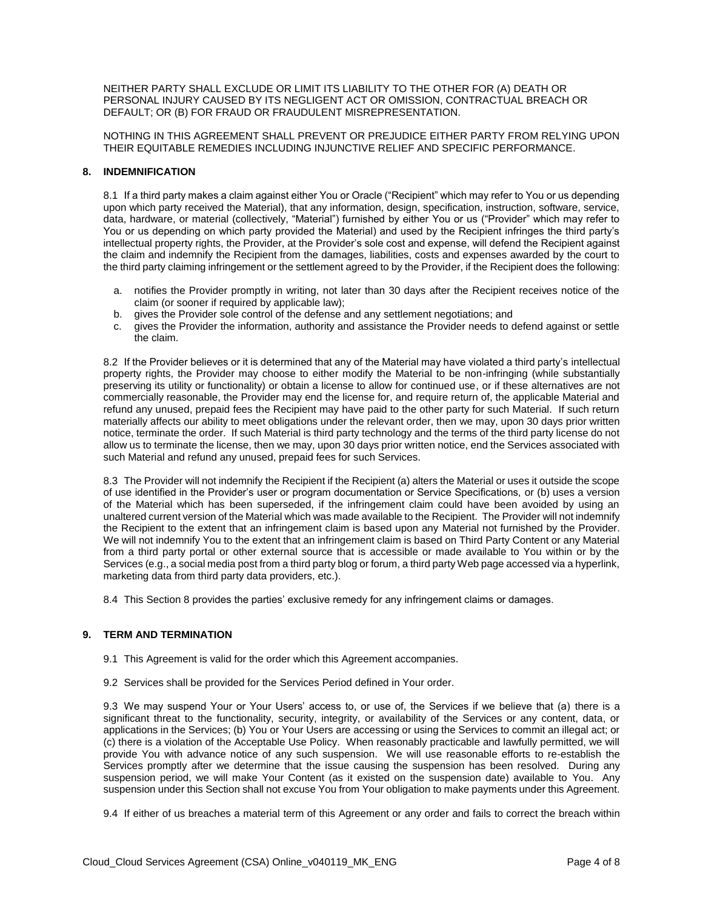NEITHER PARTY SHALL EXCLUDE OR LIMIT ITS LIABILITY TO THE OTHER FOR (A) DEATH OR PERSONAL INJURY CAUSED BY ITS NEGLIGENT ACT OR OMISSION, CONTRACTUAL BREACH OR DEFAULT; OR (B) FOR FRAUD OR FRAUDULENT MISREPRESENTATION.

NOTHING IN THIS AGREEMENT SHALL PREVENT OR PREJUDICE EITHER PARTY FROM RELYING UPON THEIR EQUITABLE REMEDIES INCLUDING INJUNCTIVE RELIEF AND SPECIFIC PERFORMANCE.

## 8. INDEMNIFICATION

8.1 If a third party makes a claim against either You or Oracle ("Recipient" which may refer to You or us depending upon which party received the Material), that any information, design, specification, instruction, software, service, data, hardware, or material (collectively, "Material") furnished by either You or us ("Provider" which may refer to You or us depending on which party provided the Material) and used by the Recipient infringes the third party's intellectual property rights, the Provider, at the Provider's sole cost and expense, will defend the Recipient against the claim and indemnify the Recipient from the damages, liabilities, costs and expenses awarded by the court to the third party claiming infringement or the settlement agreed to by the Provider, if the Recipient does the following:

a. notifies the Provider promptly in writing, not later than 30 days after the Recipient receives notice of the claim (or sooner if required by applicable law);
b. gives the Provider sole control of the defense and any settlement negotiations; and
c. gives the Provider the information, authority and assistance the Provider needs to defend against or settle the claim.

8.2 If the Provider believes or it is determined that any of the Material may have violated a third party's intellectual property rights, the Provider may choose to either modify the Material to be non-infringing (while substantially preserving its utility or functionality) or obtain a license to allow for continued use, or if these alternatives are not commercially reasonable, the Provider may end the license for, and require return of, the applicable Material and refund any unused, prepaid fees the Recipient may have paid to the other party for such Material. If such return materially affects our ability to meet obligations under the relevant order, then we may, upon 30 days prior written notice, terminate the order. If such Material is third party technology and the terms of the third party license do not allow us to terminate the license, then we may, upon 30 days prior written notice, end the Services associated with such Material and refund any unused, prepaid fees for such Services.

8.3 The Provider will not indemnify the Recipient if the Recipient (a) alters the Material or uses it outside the scope of use identified in the Provider's user or program documentation or Service Specifications, or (b) uses a version of the Material which has been superseded, if the infringement claim could have been avoided by using an unaltered current version of the Material which was made available to the Recipient. The Provider will not indemnify the Recipient to the extent that an infringement claim is based upon any Material not furnished by the Provider. We will not indemnify You to the extent that an infringement claim is based on Third Party Content or any Material from a third party portal or other external source that is accessible or made available to You within or by the Services (e.g., a social media post from a third party blog or forum, a third party Web page accessed via a hyperlink, marketing data from third party data providers, etc.).

8.4 This Section 8 provides the parties' exclusive remedy for any infringement claims or damages.

## 9. TERM AND TERMINATION

9.1 This Agreement is valid for the order which this Agreement accompanies.

9.2 Services shall be provided for the Services Period defined in Your order.

9.3 We may suspend Your or Your Users' access to, or use of, the Services if we believe that (a) there is a significant threat to the functionality, security, integrity, or availability of the Services or any content, data, or applications in the Services; (b) You or Your Users are accessing or using the Services to commit an illegal act; or (c) there is a violation of the Acceptable Use Policy. When reasonably practicable and lawfully permitted, we will provide You with advance notice of any such suspension. We will use reasonable efforts to re-establish the Services promptly after we determine that the issue causing the suspension has been resolved. During any suspension period, we will make Your Content (as it existed on the suspension date) available to You. Any suspension under this Section shall not excuse You from Your obligation to make payments under this Agreement.

9.4 If either of us breaches a material term of this Agreement or any order and fails to correct the breach within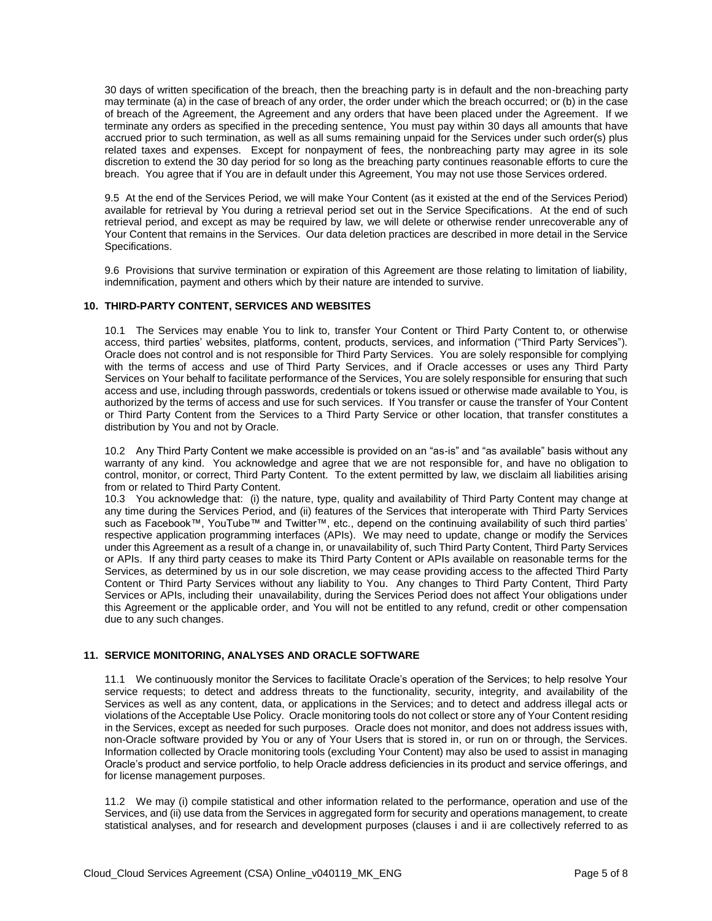30 days of written specification of the breach, then the breaching party is in default and the non-breaching party may terminate (a) in the case of breach of any order, the order under which the breach occurred; or (b) in the case of breach of the Agreement, the Agreement and any orders that have been placed under the Agreement. If we terminate any orders as specified in the preceding sentence, You must pay within 30 days all amounts that have accrued prior to such termination, as well as all sums remaining unpaid for the Services under such order(s) plus related taxes and expenses. Except for nonpayment of fees, the nonbreaching party may agree in its sole discretion to extend the 30 day period for so long as the breaching party continues reasonable efforts to cure the breach. You agree that if You are in default under this Agreement, You may not use those Services ordered.

9.5 At the end of the Services Period, we will make Your Content (as it existed at the end of the Services Period) available for retrieval by You during a retrieval period set out in the Service Specifications. At the end of such retrieval period, and except as may be required by law, we will delete or otherwise render unrecoverable any of Your Content that remains in the Services. Our data deletion practices are described in more detail in the Service Specifications.

9.6 Provisions that survive termination or expiration of this Agreement are those relating to limitation of liability, indemnification, payment and others which by their nature are intended to survive.

## 10. THIRD-PARTY CONTENT, SERVICES AND WEBSITES

10.1 The Services may enable You to link to, transfer Your Content or Third Party Content to, or otherwise access, third parties' websites, platforms, content, products, services, and information ("Third Party Services"). Oracle does not control and is not responsible for Third Party Services. You are solely responsible for complying with the terms of access and use of Third Party Services, and if Oracle accesses or uses any Third Party Services on Your behalf to facilitate performance of the Services, You are solely responsible for ensuring that such access and use, including through passwords, credentials or tokens issued or otherwise made available to You, is authorized by the terms of access and use for such services. If You transfer or cause the transfer of Your Content or Third Party Content from the Services to a Third Party Service or other location, that transfer constitutes a distribution by You and not by Oracle.

10.2 Any Third Party Content we make accessible is provided on an "as-is" and "as available" basis without any warranty of any kind. You acknowledge and agree that we are not responsible for, and have no obligation to control, monitor, or correct, Third Party Content. To the extent permitted by law, we disclaim all liabilities arising from or related to Third Party Content.

10.3 You acknowledge that: (i) the nature, type, quality and availability of Third Party Content may change at any time during the Services Period, and (ii) features of the Services that interoperate with Third Party Services such as Facebook™, YouTube™ and Twitter™, etc., depend on the continuing availability of such third parties' respective application programming interfaces (APIs). We may need to update, change or modify the Services under this Agreement as a result of a change in, or unavailability of, such Third Party Content, Third Party Services or APIs. If any third party ceases to make its Third Party Content or APIs available on reasonable terms for the Services, as determined by us in our sole discretion, we may cease providing access to the affected Third Party Content or Third Party Services without any liability to You. Any changes to Third Party Content, Third Party Services or APIs, including their unavailability, during the Services Period does not affect Your obligations under this Agreement or the applicable order, and You will not be entitled to any refund, credit or other compensation due to any such changes.

## 11. SERVICE MONITORING, ANALYSES AND ORACLE SOFTWARE

11.1 We continuously monitor the Services to facilitate Oracle's operation of the Services; to help resolve Your service requests; to detect and address threats to the functionality, security, integrity, and availability of the Services as well as any content, data, or applications in the Services; and to detect and address illegal acts or violations of the Acceptable Use Policy. Oracle monitoring tools do not collect or store any of Your Content residing in the Services, except as needed for such purposes. Oracle does not monitor, and does not address issues with, non-Oracle software provided by You or any of Your Users that is stored in, or run on or through, the Services. Information collected by Oracle monitoring tools (excluding Your Content) may also be used to assist in managing Oracle's product and service portfolio, to help Oracle address deficiencies in its product and service offerings, and for license management purposes.

11.2 We may (i) compile statistical and other information related to the performance, operation and use of the Services, and (ii) use data from the Services in aggregated form for security and operations management, to create statistical analyses, and for research and development purposes (clauses i and ii are collectively referred to as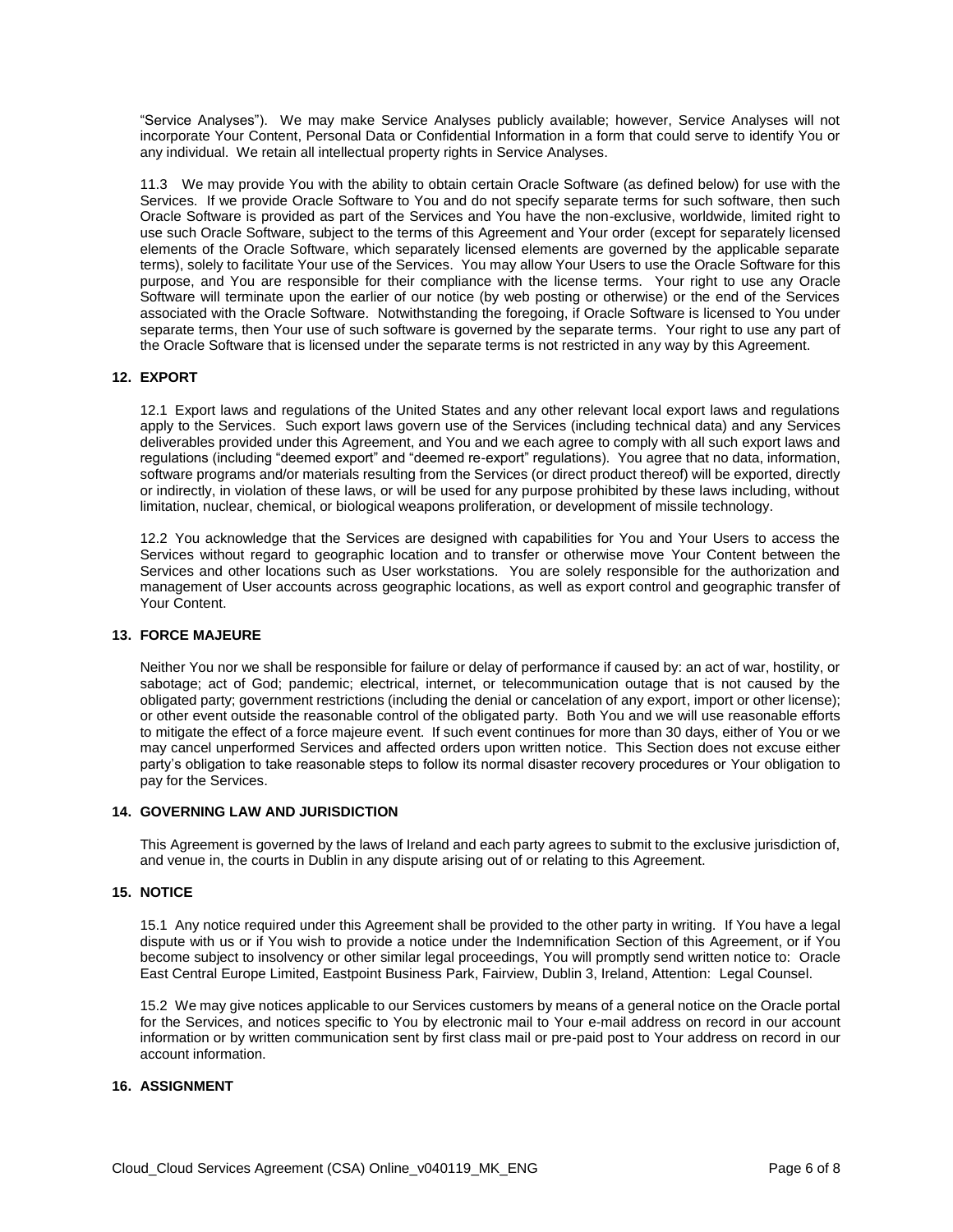"Service Analyses"). We may make Service Analyses publicly available; however, Service Analyses will not incorporate Your Content, Personal Data or Confidential Information in a form that could serve to identify You or any individual. We retain all intellectual property rights in Service Analyses.

11.3 We may provide You with the ability to obtain certain Oracle Software (as defined below) for use with the Services. If we provide Oracle Software to You and do not specify separate terms for such software, then such Oracle Software is provided as part of the Services and You have the non-exclusive, worldwide, limited right to use such Oracle Software, subject to the terms of this Agreement and Your order (except for separately licensed elements of the Oracle Software, which separately licensed elements are governed by the applicable separate terms), solely to facilitate Your use of the Services. You may allow Your Users to use the Oracle Software for this purpose, and You are responsible for their compliance with the license terms. Your right to use any Oracle Software will terminate upon the earlier of our notice (by web posting or otherwise) or the end of the Services associated with the Oracle Software. Notwithstanding the foregoing, if Oracle Software is licensed to You under separate terms, then Your use of such software is governed by the separate terms. Your right to use any part of the Oracle Software that is licensed under the separate terms is not restricted in any way by this Agreement.

## 12. EXPORT

12.1 Export laws and regulations of the United States and any other relevant local export laws and regulations apply to the Services. Such export laws govern use of the Services (including technical data) and any Services deliverables provided under this Agreement, and You and we each agree to comply with all such export laws and regulations (including "deemed export" and "deemed re-export" regulations). You agree that no data, information, software programs and/or materials resulting from the Services (or direct product thereof) will be exported, directly or indirectly, in violation of these laws, or will be used for any purpose prohibited by these laws including, without limitation, nuclear, chemical, or biological weapons proliferation, or development of missile technology.

12.2 You acknowledge that the Services are designed with capabilities for You and Your Users to access the Services without regard to geographic location and to transfer or otherwise move Your Content between the Services and other locations such as User workstations. You are solely responsible for the authorization and management of User accounts across geographic locations, as well as export control and geographic transfer of Your Content.

## 13. FORCE MAJEURE

Neither You nor we shall be responsible for failure or delay of performance if caused by: an act of war, hostility, or sabotage; act of God; pandemic; electrical, internet, or telecommunication outage that is not caused by the obligated party; government restrictions (including the denial or cancelation of any export, import or other license); or other event outside the reasonable control of the obligated party. Both You and we will use reasonable efforts to mitigate the effect of a force majeure event. If such event continues for more than 30 days, either of You or we may cancel unperformed Services and affected orders upon written notice. This Section does not excuse either party's obligation to take reasonable steps to follow its normal disaster recovery procedures or Your obligation to pay for the Services.

## 14. GOVERNING LAW AND JURISDICTION

This Agreement is governed by the laws of Ireland and each party agrees to submit to the exclusive jurisdiction of, and venue in, the courts in Dublin in any dispute arising out of or relating to this Agreement.

## 15. NOTICE

15.1 Any notice required under this Agreement shall be provided to the other party in writing. If You have a legal dispute with us or if You wish to provide a notice under the Indemnification Section of this Agreement, or if You become subject to insolvency or other similar legal proceedings, You will promptly send written notice to: Oracle East Central Europe Limited, Eastpoint Business Park, Fairview, Dublin 3, Ireland, Attention: Legal Counsel.

15.2 We may give notices applicable to our Services customers by means of a general notice on the Oracle portal for the Services, and notices specific to You by electronic mail to Your e-mail address on record in our account information or by written communication sent by first class mail or pre-paid post to Your address on record in our account information.

## 16. ASSIGNMENT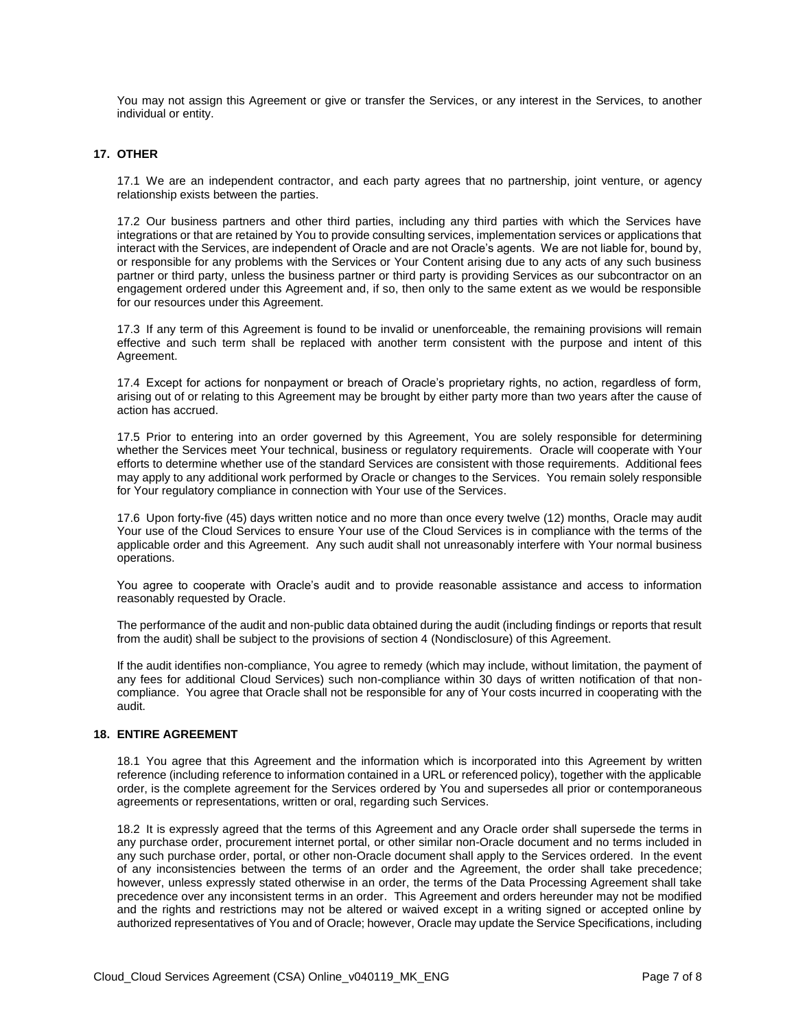You may not assign this Agreement or give or transfer the Services, or any interest in the Services, to another individual or entity.

## 17. OTHER

17.1 We are an independent contractor, and each party agrees that no partnership, joint venture, or agency relationship exists between the parties.

17.2 Our business partners and other third parties, including any third parties with which the Services have integrations or that are retained by You to provide consulting services, implementation services or applications that interact with the Services, are independent of Oracle and are not Oracle's agents. We are not liable for, bound by, or responsible for any problems with the Services or Your Content arising due to any acts of any such business partner or third party, unless the business partner or third party is providing Services as our subcontractor on an engagement ordered under this Agreement and, if so, then only to the same extent as we would be responsible for our resources under this Agreement.

17.3 If any term of this Agreement is found to be invalid or unenforceable, the remaining provisions will remain effective and such term shall be replaced with another term consistent with the purpose and intent of this Agreement.

17.4 Except for actions for nonpayment or breach of Oracle's proprietary rights, no action, regardless of form, arising out of or relating to this Agreement may be brought by either party more than two years after the cause of action has accrued.

17.5 Prior to entering into an order governed by this Agreement, You are solely responsible for determining whether the Services meet Your technical, business or regulatory requirements. Oracle will cooperate with Your efforts to determine whether use of the standard Services are consistent with those requirements. Additional fees may apply to any additional work performed by Oracle or changes to the Services. You remain solely responsible for Your regulatory compliance in connection with Your use of the Services.

17.6 Upon forty-five (45) days written notice and no more than once every twelve (12) months, Oracle may audit Your use of the Cloud Services to ensure Your use of the Cloud Services is in compliance with the terms of the applicable order and this Agreement. Any such audit shall not unreasonably interfere with Your normal business operations.

You agree to cooperate with Oracle's audit and to provide reasonable assistance and access to information reasonably requested by Oracle.

The performance of the audit and non-public data obtained during the audit (including findings or reports that result from the audit) shall be subject to the provisions of section 4 (Nondisclosure) of this Agreement.

If the audit identifies non-compliance, You agree to remedy (which may include, without limitation, the payment of any fees for additional Cloud Services) such non-compliance within 30 days of written notification of that non-compliance. You agree that Oracle shall not be responsible for any of Your costs incurred in cooperating with the audit.

## 18. ENTIRE AGREEMENT

18.1 You agree that this Agreement and the information which is incorporated into this Agreement by written reference (including reference to information contained in a URL or referenced policy), together with the applicable order, is the complete agreement for the Services ordered by You and supersedes all prior or contemporaneous agreements or representations, written or oral, regarding such Services.

18.2 It is expressly agreed that the terms of this Agreement and any Oracle order shall supersede the terms in any purchase order, procurement internet portal, or other similar non-Oracle document and no terms included in any such purchase order, portal, or other non-Oracle document shall apply to the Services ordered. In the event of any inconsistencies between the terms of an order and the Agreement, the order shall take precedence; however, unless expressly stated otherwise in an order, the terms of the Data Processing Agreement shall take precedence over any inconsistent terms in an order. This Agreement and orders hereunder may not be modified and the rights and restrictions may not be altered or waived except in a writing signed or accepted online by authorized representatives of You and of Oracle; however, Oracle may update the Service Specifications, including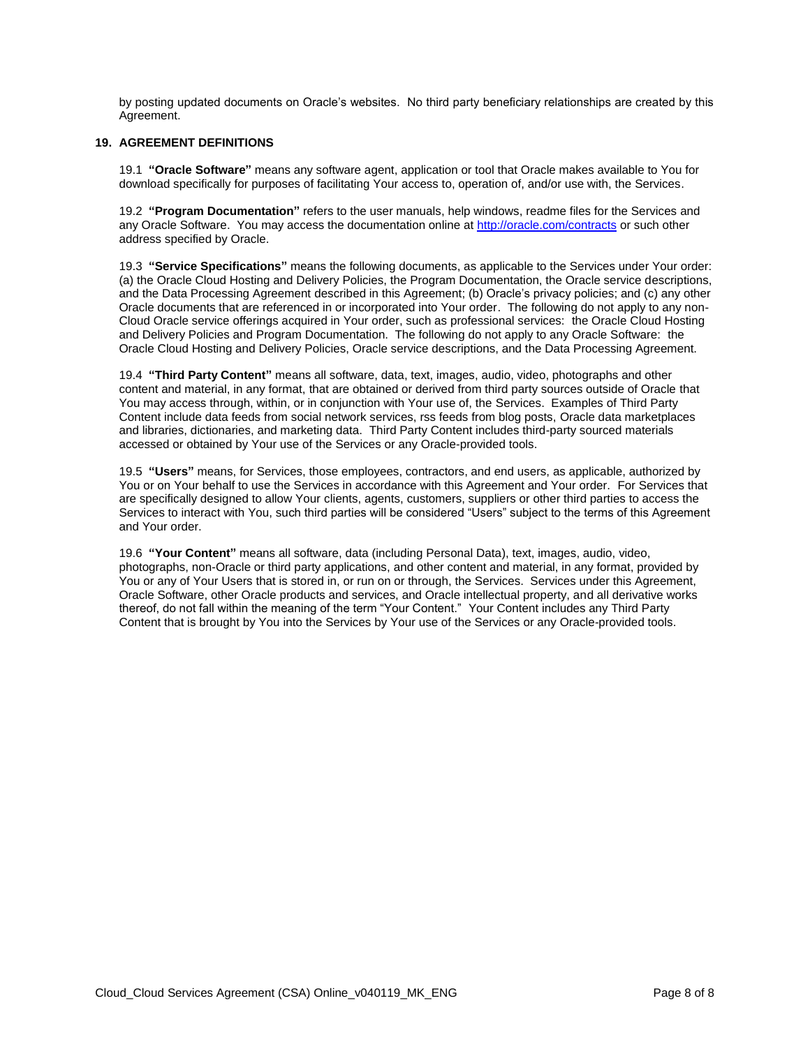by posting updated documents on Oracle's websites. No third party beneficiary relationships are created by this Agreement.

## 19. AGREEMENT DEFINITIONS

19.1 **"Oracle Software"** means any software agent, application or tool that Oracle makes available to You for download specifically for purposes of facilitating Your access to, operation of, and/or use with, the Services.

19.2 **"Program Documentation"** refers to the user manuals, help windows, readme files for the Services and any Oracle Software. You may access the documentation online at http://oracle.com/contracts or such other address specified by Oracle.

19.3 **"Service Specifications"** means the following documents, as applicable to the Services under Your order: (a) the Oracle Cloud Hosting and Delivery Policies, the Program Documentation, the Oracle service descriptions, and the Data Processing Agreement described in this Agreement; (b) Oracle's privacy policies; and (c) any other Oracle documents that are referenced in or incorporated into Your order. The following do not apply to any non-Cloud Oracle service offerings acquired in Your order, such as professional services: the Oracle Cloud Hosting and Delivery Policies and Program Documentation. The following do not apply to any Oracle Software: the Oracle Cloud Hosting and Delivery Policies, Oracle service descriptions, and the Data Processing Agreement.

19.4 **"Third Party Content"** means all software, data, text, images, audio, video, photographs and other content and material, in any format, that are obtained or derived from third party sources outside of Oracle that You may access through, within, or in conjunction with Your use of, the Services. Examples of Third Party Content include data feeds from social network services, rss feeds from blog posts, Oracle data marketplaces and libraries, dictionaries, and marketing data. Third Party Content includes third-party sourced materials accessed or obtained by Your use of the Services or any Oracle-provided tools.

19.5 **"Users"** means, for Services, those employees, contractors, and end users, as applicable, authorized by You or on Your behalf to use the Services in accordance with this Agreement and Your order. For Services that are specifically designed to allow Your clients, agents, customers, suppliers or other third parties to access the Services to interact with You, such third parties will be considered "Users" subject to the terms of this Agreement and Your order.

19.6 **"Your Content"** means all software, data (including Personal Data), text, images, audio, video, photographs, non-Oracle or third party applications, and other content and material, in any format, provided by You or any of Your Users that is stored in, or run on or through, the Services. Services under this Agreement, Oracle Software, other Oracle products and services, and Oracle intellectual property, and all derivative works thereof, do not fall within the meaning of the term "Your Content." Your Content includes any Third Party Content that is brought by You into the Services by Your use of the Services or any Oracle-provided tools.